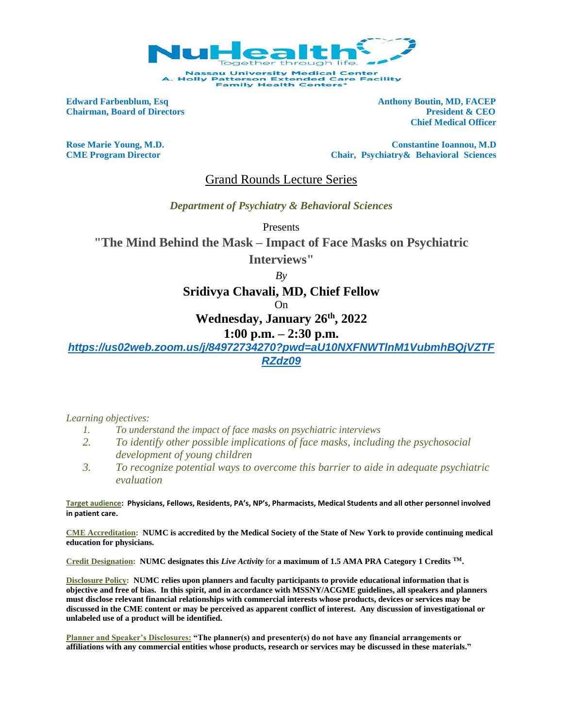NuHealth
Together through life.

Nassau University Medical Center
A. Holly Patterson Extended Care Facility
Family Health Centers*

**Edward Farbenblum, Esq**
**Chairman, Board of Directors**

**Anthony Boutin, MD, FACEP**
**President & CEO**
**Chief Medical Officer**

**Rose Marie Young, M.D.**
**CME Program Director**

**Constantine Ioannou, M.D**
**Chair, Psychiatry& Behavioral Sciences**

# Grand Rounds Lecture Series

***Department of Psychiatry & Behavioral Sciences***

Presents

## "The Mind Behind the Mask – Impact of Face Masks on Psychiatric Interviews"

*By*

**Sridivya Chavali, MD, Chief Fellow**

On

**Wednesday, January 26th, 2022**

**1:00 p.m. – 2:30 p.m.**

***https://us02web.zoom.us/j/84972734270?pwd=aU10NXFNWTlnM1VubmhBQjVZTFRZdz09***

*Learning objectives:*

1. *To understand the impact of face masks on psychiatric interviews*
2. *To identify other possible implications of face masks, including the psychosocial development of young children*
3. *To recognize potential ways to overcome this barrier to aide in adequate psychiatric evaluation*

**Target audience: Physicians, Fellows, Residents, PA's, NP's, Pharmacists, Medical Students and all other personnel involved in patient care.**

**CME Accreditation: NUMC is accredited by the Medical Society of the State of New York to provide continuing medical education for physicians.**

**Credit Designation: NUMC designates this *Live Activity* for a maximum of 1.5 AMA PRA Category 1 Credits ™.**

**Disclosure Policy: NUMC relies upon planners and faculty participants to provide educational information that is objective and free of bias. In this spirit, and in accordance with MSSNY/ACGME guidelines, all speakers and planners must disclose relevant financial relationships with commercial interests whose products, devices or services may be discussed in the CME content or may be perceived as apparent conflict of interest. Any discussion of investigational or unlabeled use of a product will be identified.**

**Planner and Speaker's Disclosures: "The planner(s) and presenter(s) do not have any financial arrangements or affiliations with any commercial entities whose products, research or services may be discussed in these materials."**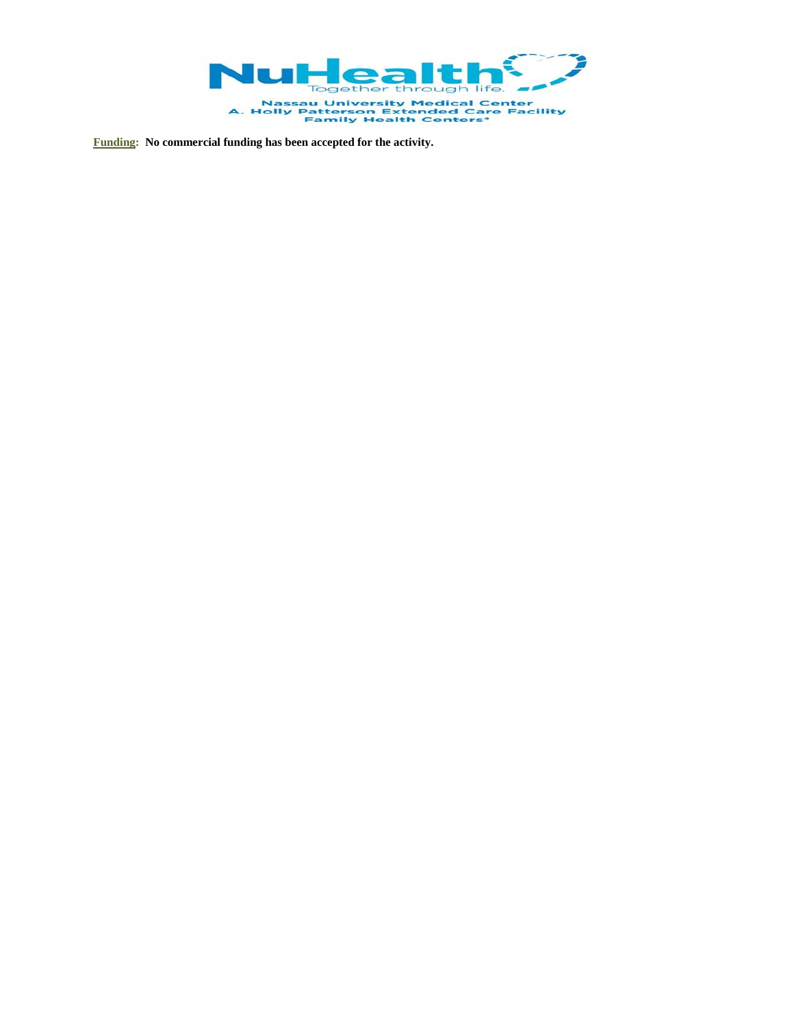**Funding:** **No commercial funding has been accepted for the activity.**